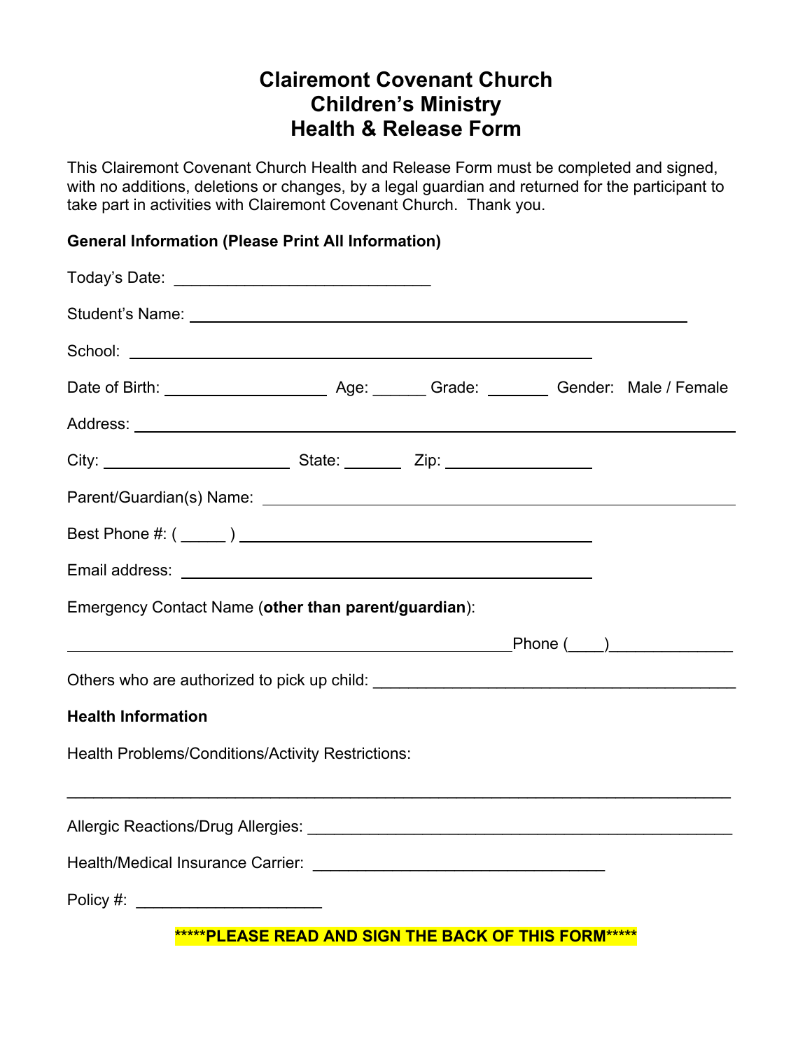# Clairemont Covenant Church
# Children's Ministry
# Health & Release Form

This Clairemont Covenant Church Health and Release Form must be completed and signed, with no additions, deletions or changes, by a legal guardian and returned for the participant to take part in activities with Clairemont Covenant Church. Thank you.

**General Information (Please Print All Information)**

Today's Date: ______________________________

Student's Name: ______________________________________________________

School: ______________________________________________________

Date of Birth: __________________ Age: ______ Grade: _______ Gender: Male / Female

Address: ______________________________________________________________

City: ____________________ State: ______ Zip: ________________

Parent/Guardian(s) Name: ______________________________________________________

Best Phone #: ( _____ ) ____________________________________

Email address: ____________________________________________

Emergency Contact Name (**other than parent/guardian**):

____________________________________________________Phone (____)_____________

Others who are authorized to pick up child: ________________________________________

**Health Information**

Health Problems/Conditions/Activity Restrictions:

______________________________________________________________________________

Allergic Reactions/Drug Allergies: __________________________________________________

Health/Medical Insurance Carrier: _________________________________

Policy #: _____________________

**\*\*\*\*\*PLEASE READ AND SIGN THE BACK OF THIS FORM\*\*\*\*\***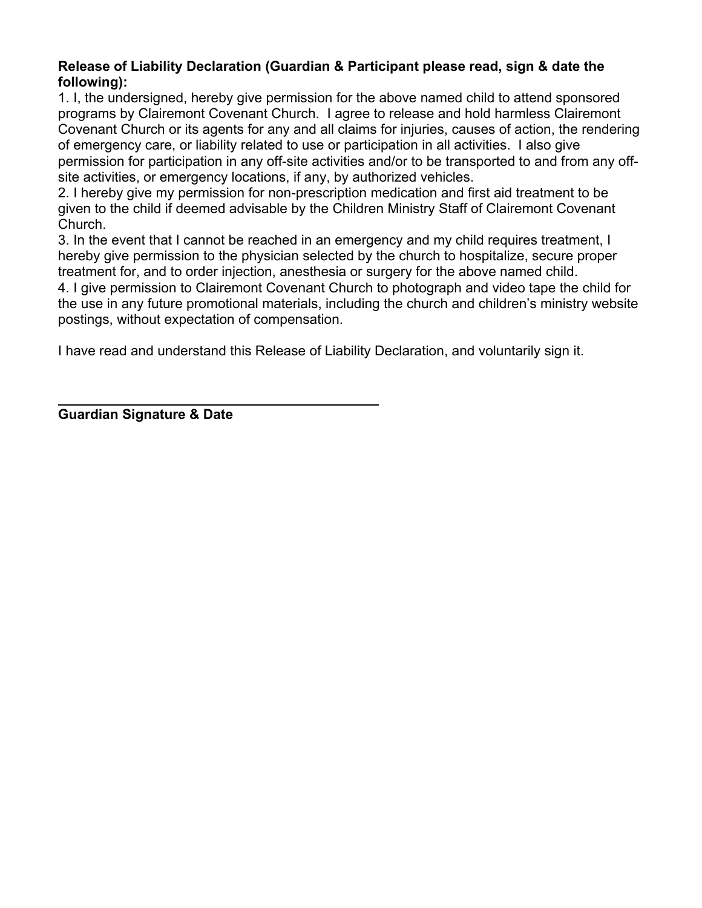**Release of Liability Declaration (Guardian & Participant please read, sign & date the following):**

1. I, the undersigned, hereby give permission for the above named child to attend sponsored programs by Clairemont Covenant Church. I agree to release and hold harmless Clairemont Covenant Church or its agents for any and all claims for injuries, causes of action, the rendering of emergency care, or liability related to use or participation in all activities. I also give permission for participation in any off-site activities and/or to be transported to and from any off-site activities, or emergency locations, if any, by authorized vehicles.
2. I hereby give my permission for non-prescription medication and first aid treatment to be given to the child if deemed advisable by the Children Ministry Staff of Clairemont Covenant Church.
3. In the event that I cannot be reached in an emergency and my child requires treatment, I hereby give permission to the physician selected by the church to hospitalize, secure proper treatment for, and to order injection, anesthesia or surgery for the above named child.
4. I give permission to Clairemont Covenant Church to photograph and video tape the child for the use in any future promotional materials, including the church and children's ministry website postings, without expectation of compensation.

I have read and understand this Release of Liability Declaration, and voluntarily sign it.

\_\_\_\_\_\_\_\_\_\_\_\_\_\_\_\_\_\_\_\_\_\_\_\_\_\_\_\_\_\_\_\_\_\_\_\_\_\_\_\_

**Guardian Signature & Date**